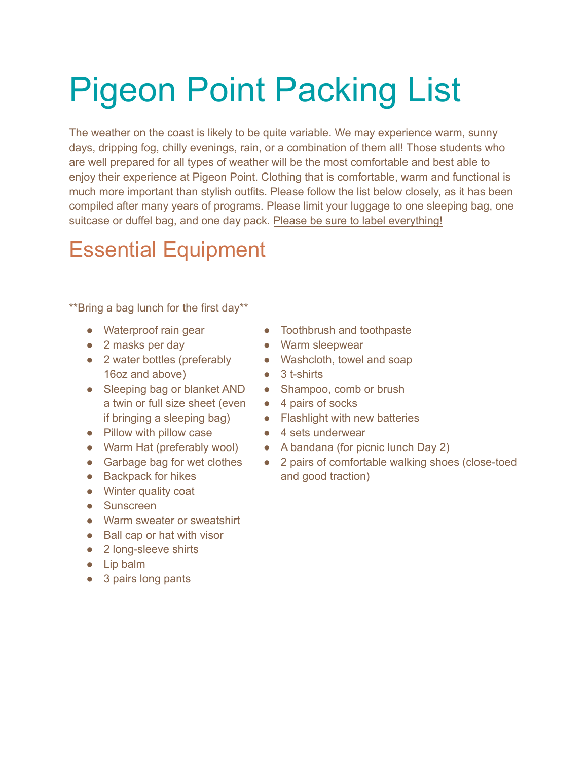# Pigeon Point Packing List

The weather on the coast is likely to be quite variable. We may experience warm, sunny days, dripping fog, chilly evenings, rain, or a combination of them all! Those students who are well prepared for all types of weather will be the most comfortable and best able to enjoy their experience at Pigeon Point. Clothing that is comfortable, warm and functional is much more important than stylish outfits. Please follow the list below closely, as it has been compiled after many years of programs. Please limit your luggage to one sleeping bag, one suitcase or duffel bag, and one day pack. Please be sure to label everything!

## Essential Equipment

**Bring a bag lunch for the first day**

- Waterproof rain gear
- 2 masks per day
- 2 water bottles (preferably 16oz and above)
- Sleeping bag or blanket AND a twin or full size sheet (even if bringing a sleeping bag)
- Pillow with pillow case
- Warm Hat (preferably wool)
- Garbage bag for wet clothes
- Backpack for hikes
- Winter quality coat
- Sunscreen
- Warm sweater or sweatshirt
- Ball cap or hat with visor
- 2 long-sleeve shirts
- Lip balm
- 3 pairs long pants
- Toothbrush and toothpaste
- Warm sleepwear
- Washcloth, towel and soap
- 3 t-shirts
- Shampoo, comb or brush
- 4 pairs of socks
- Flashlight with new batteries
- 4 sets underwear
- A bandana (for picnic lunch Day 2)
- 2 pairs of comfortable walking shoes (close-toed and good traction)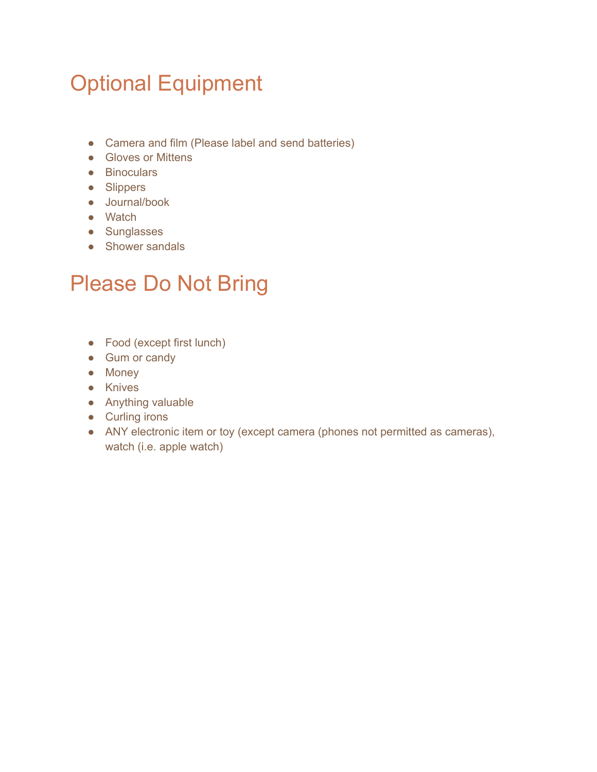# Optional Equipment

- Camera and film (Please label and send batteries)
- Gloves or Mittens
- Binoculars
- Slippers
- Journal/book
- Watch
- Sunglasses
- Shower sandals

# Please Do Not Bring

- Food (except first lunch)
- Gum or candy
- Money
- Knives
- Anything valuable
- Curling irons
- ANY electronic item or toy (except camera (phones not permitted as cameras), watch (i.e. apple watch)